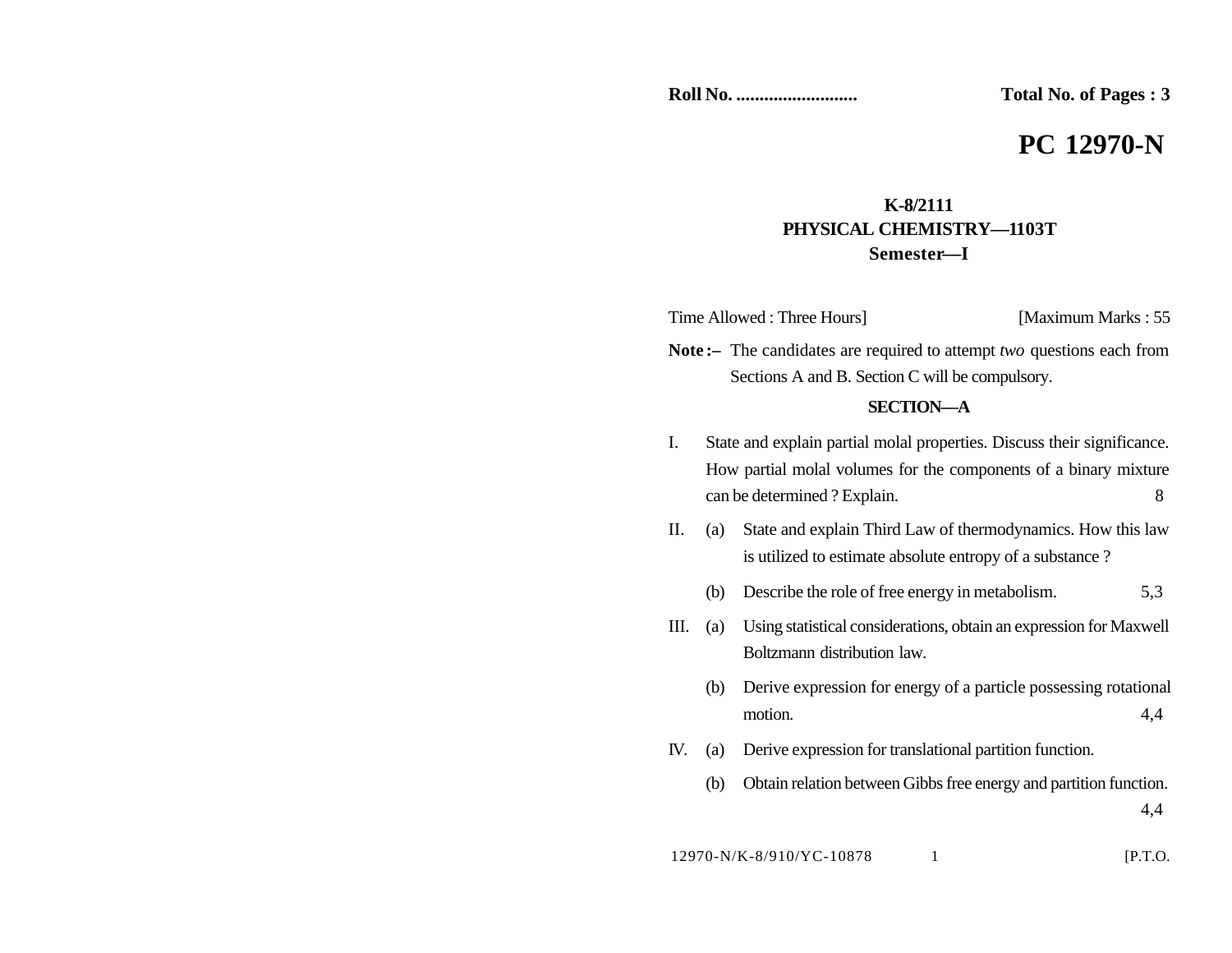**Roll No. .........................** **Total No. of Pages : 3**

# PC 12970-N

**K-8/2111**
**PHYSICAL CHEMISTRY—1103T**
**Semester—I**

Time Allowed : Three Hours] [Maximum Marks : 55

**Note :–** The candidates are required to attempt *two* questions each from Sections A and B. Section C will be compulsory.

## SECTION—A

I. State and explain partial molal properties. Discuss their significance. How partial molal volumes for the components of a binary mixture can be determined ? Explain. 8

II. (a) State and explain Third Law of thermodynamics. How this law is utilized to estimate absolute entropy of a substance ?

(b) Describe the role of free energy in metabolism. 5,3

III. (a) Using statistical considerations, obtain an expression for Maxwell Boltzmann distribution law.

(b) Derive expression for energy of a particle possessing rotational motion. 4,4

IV. (a) Derive expression for translational partition function.

(b) Obtain relation between Gibbs free energy and partition function. 4,4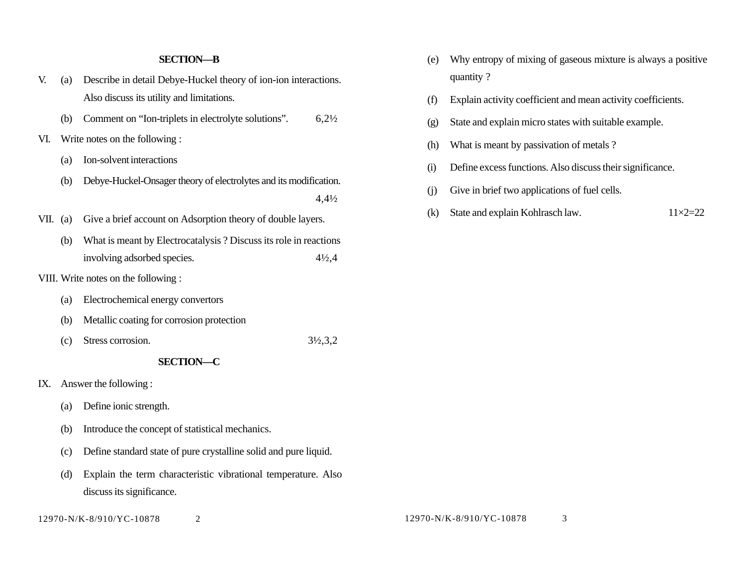## SECTION—B

V. (a) Describe in detail Debye-Huckel theory of ion-ion interactions. Also discuss its utility and limitations.

(b) Comment on “Ion-triplets in electrolyte solutions”. 6,2½

VI. Write notes on the following :

(a) Ion-solvent interactions

(b) Debye-Huckel-Onsager theory of electrolytes and its modification. 4,4½

VII. (a) Give a brief account on Adsorption theory of double layers.

(b) What is meant by Electrocatalysis ? Discuss its role in reactions involving adsorbed species. 4½,4

VIII. Write notes on the following :

(a) Electrochemical energy convertors

(b) Metallic coating for corrosion protection

(c) Stress corrosion. 3½,3,2

## SECTION—C

IX. Answer the following :

(a) Define ionic strength.

(b) Introduce the concept of statistical mechanics.

(c) Define standard state of pure crystalline solid and pure liquid.

(d) Explain the term characteristic vibrational temperature. Also discuss its significance.

(e) Why entropy of mixing of gaseous mixture is always a positive quantity ?

(f) Explain activity coefficient and mean activity coefficients.

(g) State and explain micro states with suitable example.

(h) What is meant by passivation of metals ?

(i) Define excess functions. Also discuss their significance.

(j) Give in brief two applications of fuel cells.

(k) State and explain Kohlrasch law. 11×2=22